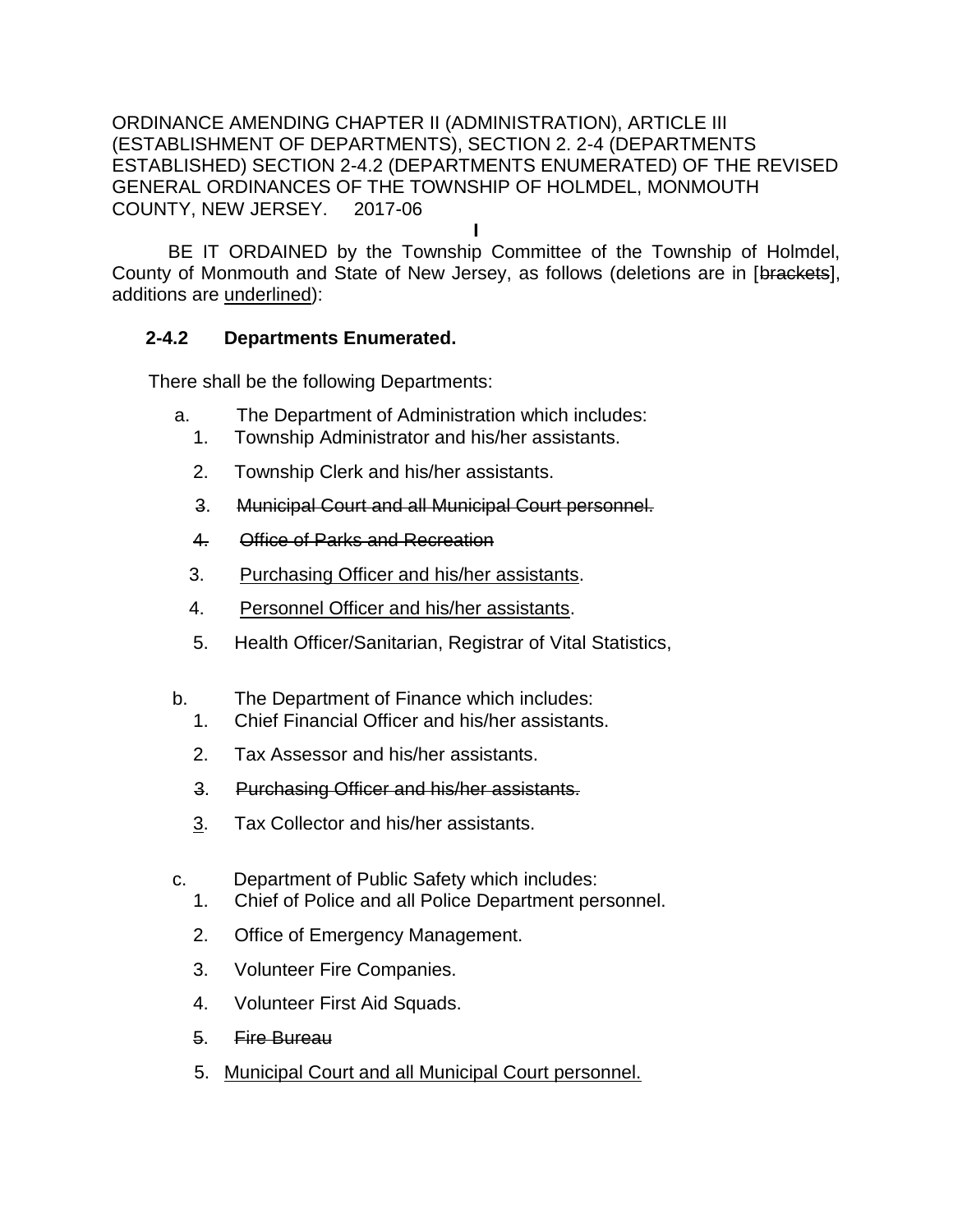ORDINANCE AMENDING CHAPTER II (ADMINISTRATION), ARTICLE III (ESTABLISHMENT OF DEPARTMENTS), SECTION 2. 2-4 (DEPARTMENTS ESTABLISHED) SECTION 2-4.2 (DEPARTMENTS ENUMERATED) OF THE REVISED GENERAL ORDINANCES OF THE TOWNSHIP OF HOLMDEL, MONMOUTH COUNTY, NEW JERSEY. 2017-06

**I**

BE IT ORDAINED by the Township Committee of the Township of Holmdel, County of Monmouth and State of New Jersey, as follows (deletions are in [~~brackets~~], additions are <u>underlined</u>):

**2-4.2 Departments Enumerated.**

There shall be the following Departments:

a. The Department of Administration which includes:

1. Township Administrator and his/her assistants.
2. Township Clerk and his/her assistants.
3. ~~Municipal Court and all Municipal Court personnel.~~
4. ~~Office of Parks and Recreation~~
3. <u>Purchasing Officer and his/her assistants</u>.
4. <u>Personnel Officer and his/her assistants</u>.
5. Health Officer/Sanitarian, Registrar of Vital Statistics,

b. The Department of Finance which includes:

1. Chief Financial Officer and his/her assistants.
2. Tax Assessor and his/her assistants.
3. ~~Purchasing Officer and his/her assistants.~~
<u>3</u>. Tax Collector and his/her assistants.

c. Department of Public Safety which includes:

1. Chief of Police and all Police Department personnel.
2. Office of Emergency Management.
3. Volunteer Fire Companies.
4. Volunteer First Aid Squads.
5. ~~Fire Bureau~~
5. <u>Municipal Court and all Municipal Court personnel.</u>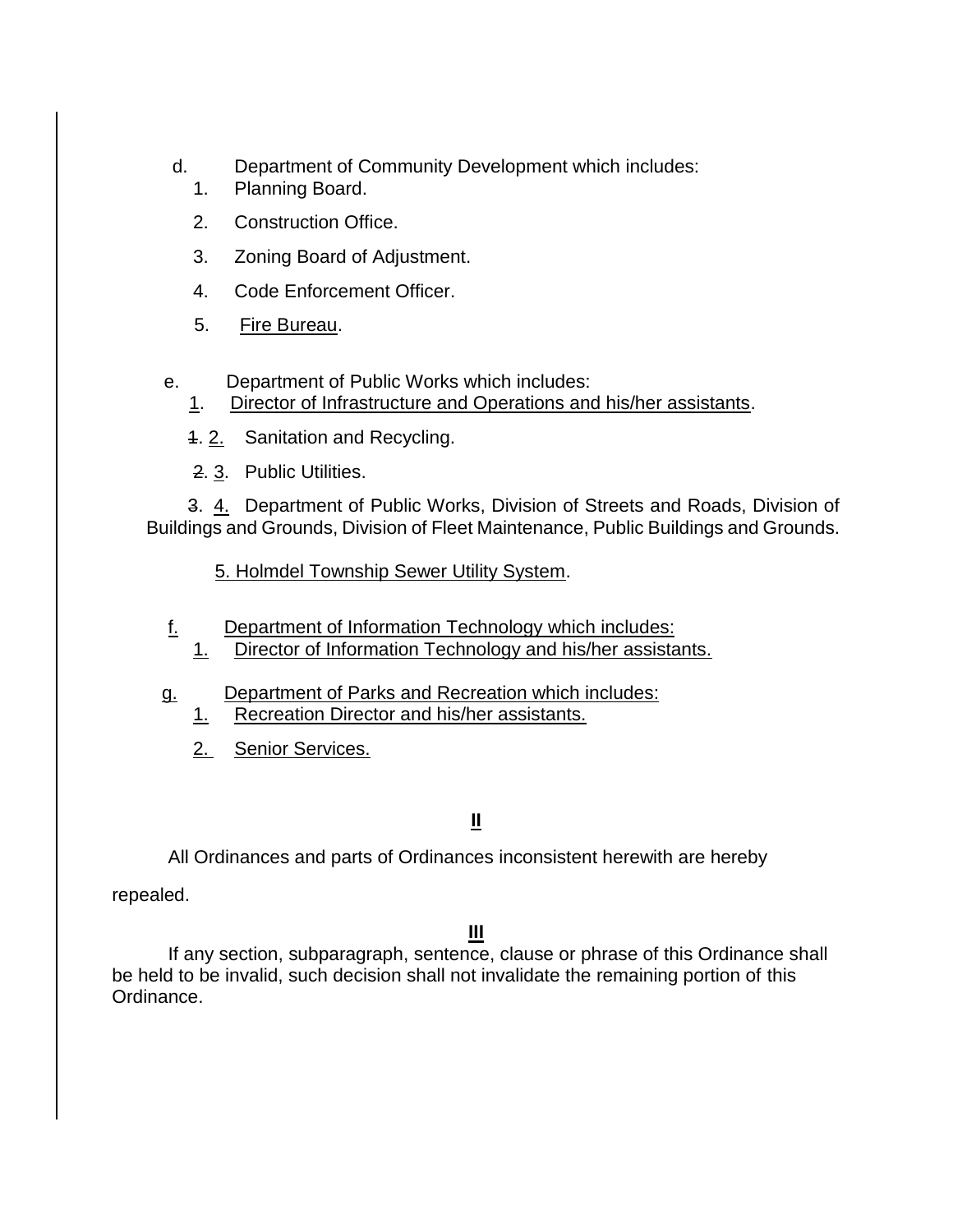d. Department of Community Development which includes:

1. Planning Board.
2. Construction Office.
3. Zoning Board of Adjustment.
4. Code Enforcement Officer.
5. <u>Fire Bureau</u>.

e. Department of Public Works which includes:

<u>1</u>. <u>Director of Infrastructure and Operations and his/her assistants</u>.

~~1~~. <u>2.</u> Sanitation and Recycling.

~~2~~. <u>3</u>. Public Utilities.

~~3~~. <u>4.</u> Department of Public Works, Division of Streets and Roads, Division of Buildings and Grounds, Division of Fleet Maintenance, Public Buildings and Grounds.

<u>5. Holmdel Township Sewer Utility System</u>.

<u>f.</u> <u>Department of Information Technology which includes:</u>

<u>1.</u> <u>Director of Information Technology and his/her assistants.</u>

<u>g.</u> <u>Department of Parks and Recreation which includes:</u>

<u>1.</u> <u>Recreation Director and his/her assistants.</u>

<u>2.</u> <u>Senior Services.</u>

**<u>II</u>**

All Ordinances and parts of Ordinances inconsistent herewith are hereby repealed.

**<u>III</u>**

If any section, subparagraph, sentence, clause or phrase of this Ordinance shall be held to be invalid, such decision shall not invalidate the remaining portion of this Ordinance.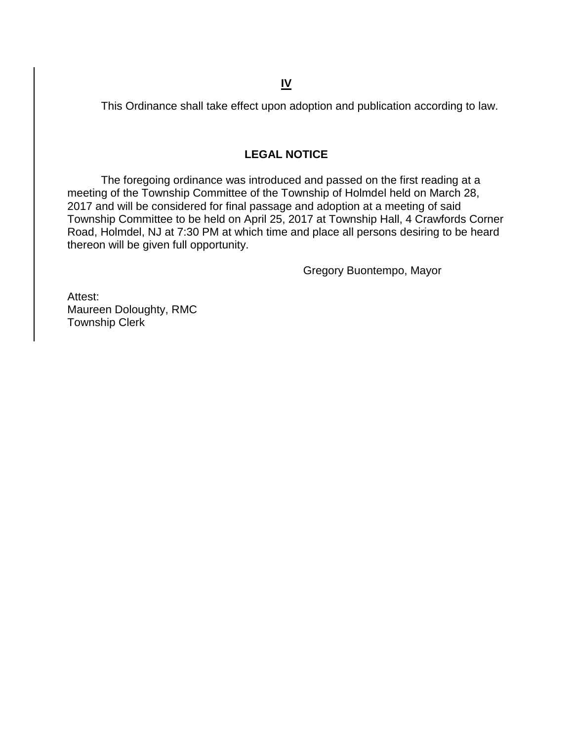**IV**

This Ordinance shall take effect upon adoption and publication according to law.

## LEGAL NOTICE

The foregoing ordinance was introduced and passed on the first reading at a meeting of the Township Committee of the Township of Holmdel held on March 28, 2017 and will be considered for final passage and adoption at a meeting of said Township Committee to be held on April 25, 2017 at Township Hall, 4 Crawfords Corner Road, Holmdel, NJ at 7:30 PM at which time and place all persons desiring to be heard thereon will be given full opportunity.

Gregory Buontempo, Mayor

Attest:
Maureen Doloughty, RMC
Township Clerk